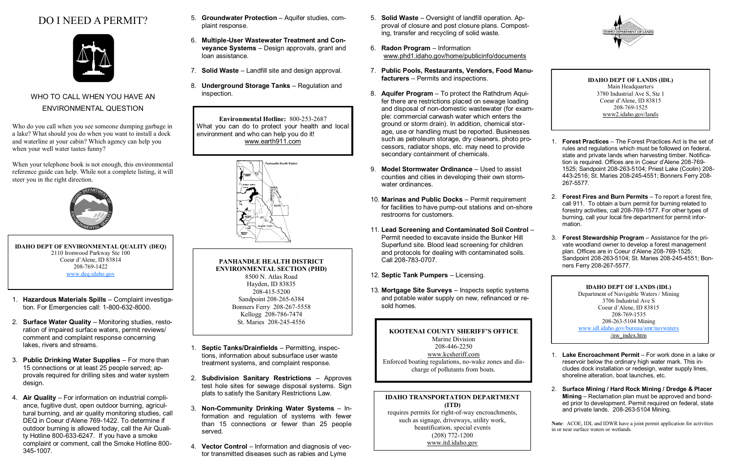# DO I NEED A PERMIT?

## WHO TO CALL WHEN YOU HAVE AN ENVIRONMENTAL QUESTION

Who do you call when you see someone dumping garbage in a lake? What should you do when you want to install a dock and waterline at your cabin? Which agency can help you when your well water tastes funny?

When your telephone book is not enough, this environmental reference guide can help. While not a complete listing, it will steer you in the right direction.

**IDAHO DEPT OF ENVIRONMENTAL QUALITY (DEQ)**
2110 Ironwood Parkway Ste 100
Coeur d'Alene, ID 83814
208-769-1422
www.deq.idaho.gov

1. **Hazardous Materials Spills** – Complaint investigation. For Emergencies call: 1-800-632-8000.
2. **Surface Water Quality** – Monitoring studies, restoration of impaired surface waters, permit reviews/ comment and complaint response concerning lakes, rivers and streams.
3. **Public Drinking Water Supplies** – For more than 15 connections or at least 25 people served; approvals required for drilling sites and water system design.
4. **Air Quality** – For information on industrial compliance, fugitive dust, open outdoor burning, agricultural burning, and air quality monitoring studies, call DEQ in Coeur d'Alene 769-1422. To determine if outdoor burning is allowed today, call the Air Quality Hotline 800-633-6247. If you have a smoke complaint or comment, call the Smoke Hotline 800-345-1007.
5. **Groundwater Protection** – Aquifer studies, complaint response.
6. **Multiple-User Wastewater Treatment and Conveyance Systems** – Design approvals, grant and loan assistance.
7. **Solid Waste** – Landfill site and design approval.
8. **Underground Storage Tanks** – Regulation and inspection.

**Environmental Hotline:** 800-253-2687
What you can do to protect your health and local environment and who can help you do it!
www.earth911.com

**PANHANDLE HEALTH DISTRICT ENVIRONMENTAL SECTION (PHD)**
8500 N. Atlas Road
Hayden, ID 83835
208-415-5200
Sandpoint 208-265-6384
Bonners Ferry 208-267-5558
Kellogg 208-786-7474
St. Maries 208-245-4556

1. **Septic Tanks/Drainfields** – Permitting, inspections, information about subsurface user waste treatment systems, and complaint response.
2. **Subdivision Sanitary Restrictions** – Approves test hole sites for sewage disposal systems. Sign plats to satisfy the Sanitary Restrictions Law.
3. **Non-Community Drinking Water Systems** – Information and regulation of systems with fewer than 15 connections or fewer than 25 people served.
4. **Vector Control** – Information and diagnosis of vector transmitted diseases such as rabies and Lyme
5. **Solid Waste** – Oversight of landfill operation. Approval of closure and post closure plans. Composting, transfer and recycling of solid waste.
6. **Radon Program** – Information www.phd1.idaho.gov/home/publicinfo/documents
7. **Public Pools, Restaurants, Vendors, Food Manufacturers** – Permits and inspections.
8. **Aquifer Program** – To protect the Rathdrum Aquifer there are restrictions placed on sewage loading and disposal of non-domestic wastewater (for example: commercial carwash water which enters the ground or storm drain). In addition, chemical storage, use or handling must be reported. Businesses such as petroleum storage, dry cleaners, photo processors, radiator shops, etc. may need to provide secondary containment of chemicals.
9. **Model Stormwater Ordinance** – Used to assist counties and cities in developing their own stormwater ordinances.
10. **Marinas and Public Docks** – Permit requirement for facilities to have pump-out stations and on-shore restrooms for customers.
11. **Lead Screening and Contaminated Soil Control** – Permit needed to excavate inside the Bunker Hill Superfund site. Blood lead screening for children and protocols for dealing with contaminated soils. Call 208-783-0707.
12. **Septic Tank Pumpers** – Licensing.
13. **Mortgage Site Surveys** – Inspects septic systems and potable water supply on new, refinanced or resold homes.

**KOOTENAI COUNTY SHERIFF'S OFFICE**
Marine Division
208-446-2250
www.kcsheriff.com
Enforced boating regulations, no-wake zones and discharge of pollutants from boats.

**IDAHO TRANSPORTATION DEPARTMENT (ITD)**
requires permits for right-of-way encroachments, such as signage, driveways, utility work, beautification, special events
(208) 772-1200
www.itd.idaho.gov

**IDAHO DEPT OF LANDS (IDL)**
Main Headquarters
3780 Industrial Ave S, Ste 1
Coeur d'Alene, ID 83815
208-769-1525
www2.idaho.gov/lands

1. **Forest Practices** – The Forest Practices Act is the set of rules and regulations which must be followed on federal, state and private lands when harvesting timber. Notification is required. Offices are in Coeur d'Alene 208-769-1525; Sandpoint 208-263-5104; Priest Lake (Coolin) 208-443-2516; St. Maries 208-245-4551; Bonners Ferry 208-267-5577.
2. **Forest Fires and Burn Permits** – To report a forest fire, call 911. To obtain a burn permit for burning related to forestry activities, call 208-769-1577. For other types of burning, call your local fire department for permit information.
3. **Forest Stewardship Program** – Assistance for the private woodland owner to develop a forest management plan. Offices are in Coeur d'Alene 208-769-1525; Sandpoint 208-263-5104; St. Maries 208-245-4551; Bonners Ferry 208-267-5577.

**IDAHO DEPT OF LANDS (IDL)**
Department of Navigable Waters / Mining
3706 Industrial Ave S
Coeur d'Alene, ID 83815
208-769-1535
208-263-5104 Mining
www.idl.idaho.gov/bureau/smr/navwaters/nw_index.htm

1. **Lake Encroachment Permit** – For work done in a lake or reservoir below the ordinary high water mark. This includes dock installation or redesign, water supply lines, shoreline alteration, boat launches, etc.
2. **Surface Mining / Hard Rock Mining / Dredge & Placer Mining** – Reclamation plan must be approved and bonded prior to development. Permit required on federal, state and private lands. 208-263-5104 Mining.

**Note**: ACOE, IDL and IDWR have a joint permit application for activities in or near surface waters or wetlands.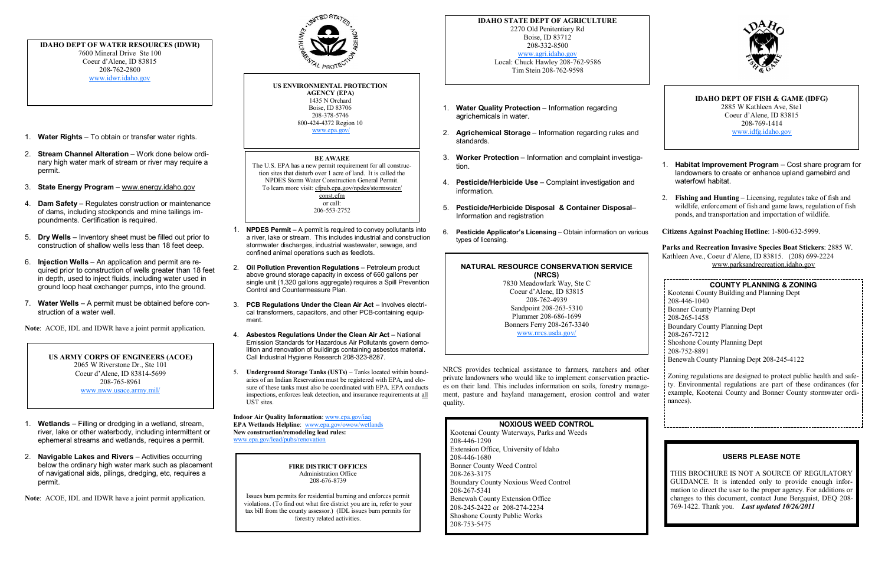**IDAHO DEPT OF WATER RESOURCES (IDWR)**
7600 Mineral Drive Ste 100
Coeur d'Alene, ID 83815
208-762-2800
www.idwr.idaho.gov

1. **Water Rights** – To obtain or transfer water rights.
2. **Stream Channel Alteration** – Work done below ordinary high water mark of stream or river may require a permit.
3. **State Energy Program** – www.energy.idaho.gov
4. **Dam Safety** – Regulates construction or maintenance of dams, including stockponds and mine tailings impoundments. Certification is required.
5. **Dry Wells** – Inventory sheet must be filled out prior to construction of shallow wells less than 18 feet deep.
6. **Injection Wells** – An application and permit are required prior to construction of wells greater than 18 feet in depth, used to inject fluids, including water used in ground loop heat exchanger pumps, into the ground.
7. **Water Wells** – A permit must be obtained before construction of a water well.

**Note**: ACOE, IDL and IDWR have a joint permit application.

**US ARMY CORPS OF ENGINEERS (ACOE)**
2065 W Riverstone Dr., Ste 101
Coeur d'Alene, ID 83814-5699
208-765-8961
www.nww.usace.army.mil/

1. **Wetlands** – Filling or dredging in a wetland, stream, river, lake or other waterbody, including intermittent or ephemeral streams and wetlands, requires a permit.
2. **Navigable Lakes and Rivers** – Activities occurring below the ordinary high water mark such as placement of navigational aids, pilings, dredging, etc, requires a permit.

**Note**: ACOE, IDL and IDWR have a joint permit application.

**US ENVIRONMENTAL PROTECTION AGENCY (EPA)**
1435 N Orchard
Boise, ID 83706
208-378-5746
800-424-4372 Region 10
www.epa.gov/

**BE AWARE**
The U.S. EPA has a new permit requirement for all construction sites that disturb over 1 acre of land. It is called the NPDES Storm Water Construction General Permit.
To learn more visit: cfpub.epa.gov/npdes/stormwater/const.cfm
or call:
206-553-2752

1. **NPDES Permit** – A permit is required to convey pollutants into a river, lake or stream. This includes industrial and construction stormwater discharges, industrial wastewater, sewage, and confined animal operations such as feedlots.
2. **Oil Pollution Prevention Regulations** – Petroleum product above ground storage capacity in excess of 660 gallons per single unit (1,320 gallons aggregate) requires a Spill Prevention Control and Countermeasure Plan.
3. **PCB Regulations Under the Clean Air Act** – Involves electrical transformers, capacitors, and other PCB-containing equipment.
4. **Asbestos Regulations Under the Clean Air Act** – National Emission Standards for Hazardous Air Pollutants govern demolition and renovation of buildings containing asbestos material. Call Industrial Hygiene Research 208-323-8287.
5. **Underground Storage Tanks (USTs)** – Tanks located within boundaries of an Indian Reservation must be registered with EPA, and closure of these tanks must also be coordinated with EPA. EPA conducts inspections, enforces leak detection, and insurance requirements at all UST sites.

**Indoor Air Quality Information**: www.epa.gov/iaq
**EPA Wetlands Helpline**: www.epa.gov/owow/wetlands
**New construction/remodeling lead rules:**
www.epa.gov/lead/pubs/renovation

**FIRE DISTRICT OFFICES**
Administration Office
208-676-8739

Issues burn permits for residential burning and enforces permit violations. (To find out what fire district you are in, refer to your tax bill from the county assessor.) (IDL issues burn permits for forestry related activities.

**IDAHO STATE DEPT OF AGRICULTURE**
2270 Old Penitentiary Rd
Boise, ID 83712
208-332-8500
www.agri.idaho.gov
Local: Chuck Hawley 208-762-9586
Tim Stein 208-762-9598

1. **Water Quality Protection** – Information regarding agrichemicals in water.
2. **Agrichemical Storage** – Information regarding rules and standards.
3. **Worker Protection** – Information and complaint investigation.
4. **Pesticide/Herbicide Use** – Complaint investigation and information.
5. **Pesticide/Herbicide Disposal & Container Disposal** – Information and registration
6. **Pesticide Applicator's Licensing** – Obtain information on various types of licensing.

**NATURAL RESOURCE CONSERVATION SERVICE (NRCS)**
7830 Meadowlark Way, Ste C
Coeur d'Alene, ID 83815
208-762-4939
Sandpoint 208-263-5310
Plummer 208-686-1699
Bonners Ferry 208-267-3340
www.nrcs.usda.gov/

NRCS provides technical assistance to farmers, ranchers and other private landowners who would like to implement conservation practices on their land. This includes information on soils, forestry management, pasture and hayland management, erosion control and water quality.

**NOXIOUS WEED CONTROL**
Kootenai County Waterways, Parks and Weeds
208-446-1290
Extension Office, University of Idaho
208-446-1680
Bonner County Weed Control
208-263-3175
Boundary County Noxious Weed Control
208-267-5341
Benewah County Extension Office
208-245-2422 or 208-274-2234
Shoshone County Public Works
208-753-5475

**IDAHO DEPT OF FISH & GAME (IDFG)**
2885 W Kathleen Ave, Ste1
Coeur d'Alene, ID 83815
208-769-1414
www.idfg.idaho.gov

1. **Habitat Improvement Program** – Cost share program for landowners to create or enhance upland gamebird and waterfowl habitat.
2. **Fishing and Hunting** – Licensing, regulates take of fish and wildlife, enforcement of fish and game laws, regulation of fish ponds, and transportation and importation of wildlife.

**Citizens Against Poaching Hotline**: 1-800-632-5999.

**Parks and Recreation Invasive Species Boat Stickers**: 2885 W. Kathleen Ave., Coeur d'Alene, ID 83815. (208) 699-2224
www.parksandrecreation.idaho.gov

**COUNTY PLANNING & ZONING**
Kootenai County Building and Planning Dept
208-446-1040
Bonner County Planning Dept
208-265-1458
Boundary County Planning Dept
208-267-7212
Shoshone County Planning Dept
208-752-8891
Benewah County Planning Dept 208-245-4122

Zoning regulations are designed to protect public health and safety. Environmental regulations are part of these ordinances (for example, Kootenai County and Bonner County stormwater ordinances).

**USERS PLEASE NOTE**

THIS BROCHURE IS NOT A SOURCE OF REGULATORY GUIDANCE. It is intended only to provide enough information to direct the user to the proper agency. For additions or changes to this document, contact June Bergquist, DEQ 208-769-1422. Thank you. ***Last updated 10/26/2011***